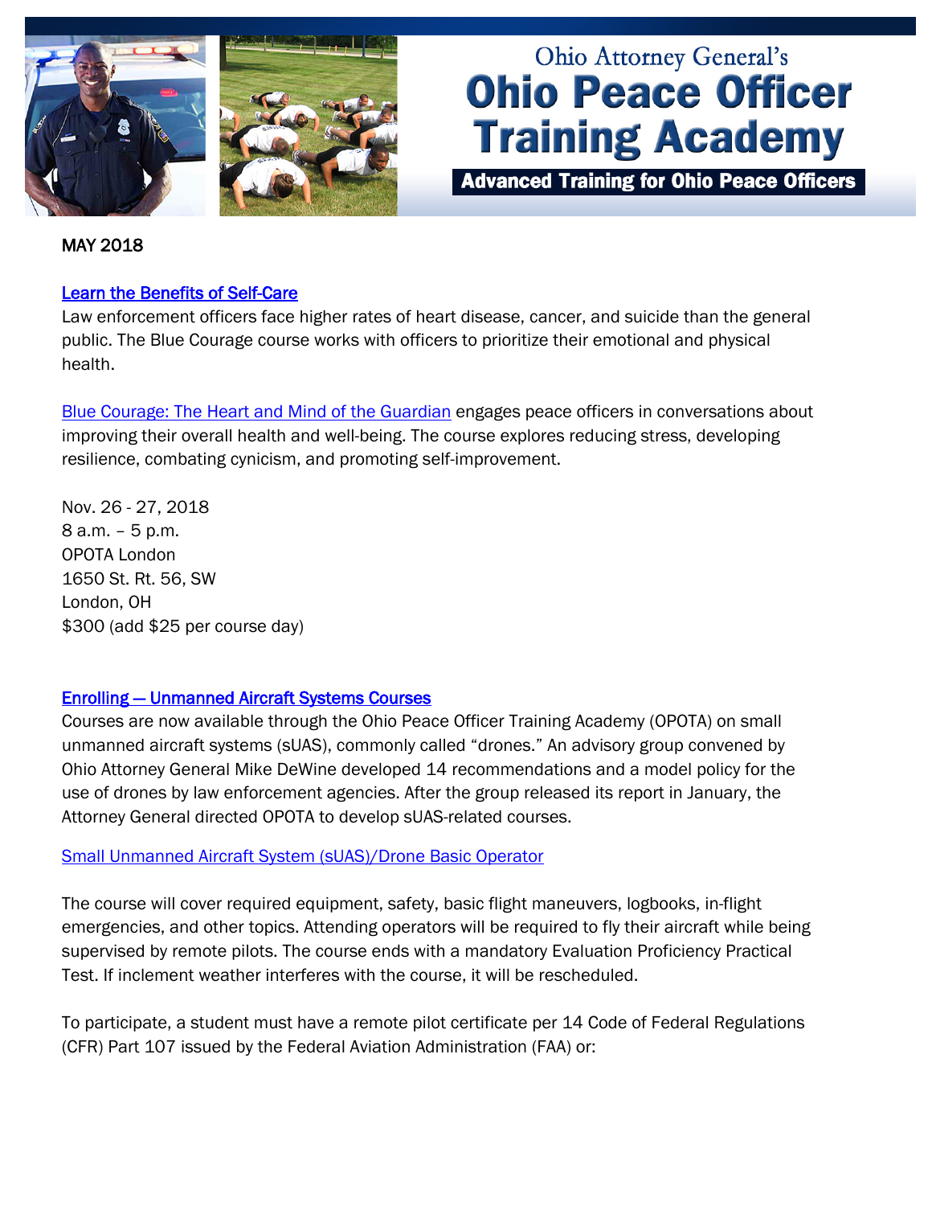# Ohio Attorney General's Ohio Peace Officer Training Academy

**Advanced Training for Ohio Peace Officers**

MAY 2018

## Learn the Benefits of Self-Care

Law enforcement officers face higher rates of heart disease, cancer, and suicide than the general public. The Blue Courage course works with officers to prioritize their emotional and physical health.

Blue Courage: The Heart and Mind of the Guardian engages peace officers in conversations about improving their overall health and well-being. The course explores reducing stress, developing resilience, combating cynicism, and promoting self-improvement.

Nov. 26 - 27, 2018
8 a.m. – 5 p.m.
OPOTA London
1650 St. Rt. 56, SW
London, OH
$300 (add $25 per course day)

## Enrolling — Unmanned Aircraft Systems Courses

Courses are now available through the Ohio Peace Officer Training Academy (OPOTA) on small unmanned aircraft systems (sUAS), commonly called "drones." An advisory group convened by Ohio Attorney General Mike DeWine developed 14 recommendations and a model policy for the use of drones by law enforcement agencies. After the group released its report in January, the Attorney General directed OPOTA to develop sUAS-related courses.

Small Unmanned Aircraft System (sUAS)/Drone Basic Operator

The course will cover required equipment, safety, basic flight maneuvers, logbooks, in-flight emergencies, and other topics. Attending operators will be required to fly their aircraft while being supervised by remote pilots. The course ends with a mandatory Evaluation Proficiency Practical Test. If inclement weather interferes with the course, it will be rescheduled.

To participate, a student must have a remote pilot certificate per 14 Code of Federal Regulations (CFR) Part 107 issued by the Federal Aviation Administration (FAA) or: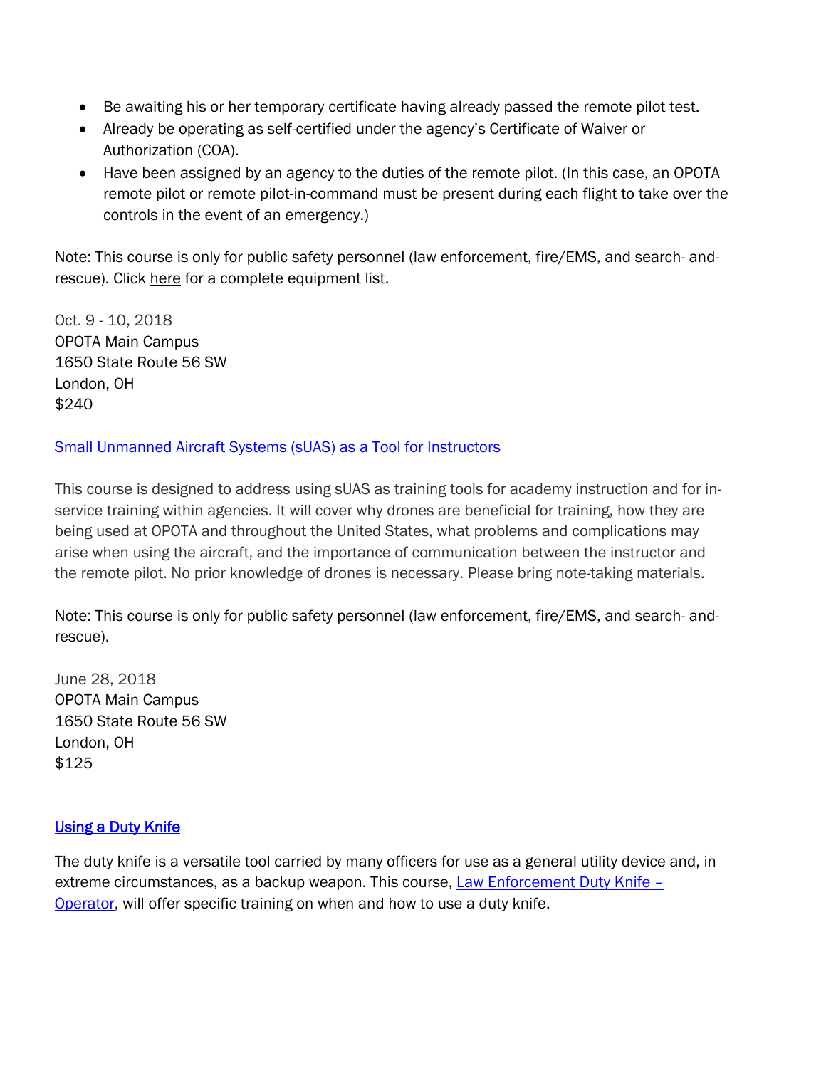- Be awaiting his or her temporary certificate having already passed the remote pilot test.
- Already be operating as self-certified under the agency's Certificate of Waiver or Authorization (COA).
- Have been assigned by an agency to the duties of the remote pilot. (In this case, an OPOTA remote pilot or remote pilot-in-command must be present during each flight to take over the controls in the event of an emergency.)

Note: This course is only for public safety personnel (law enforcement, fire/EMS, and search- and-rescue). Click here for a complete equipment list.

Oct. 9 - 10, 2018
OPOTA Main Campus
1650 State Route 56 SW
London, OH
$240

### Small Unmanned Aircraft Systems (sUAS) as a Tool for Instructors

This course is designed to address using sUAS as training tools for academy instruction and for in-service training within agencies. It will cover why drones are beneficial for training, how they are being used at OPOTA and throughout the United States, what problems and complications may arise when using the aircraft, and the importance of communication between the instructor and the remote pilot. No prior knowledge of drones is necessary. Please bring note-taking materials.

Note: This course is only for public safety personnel (law enforcement, fire/EMS, and search- and-rescue).

June 28, 2018
OPOTA Main Campus
1650 State Route 56 SW
London, OH
$125

### Using a Duty Knife

The duty knife is a versatile tool carried by many officers for use as a general utility device and, in extreme circumstances, as a backup weapon. This course, Law Enforcement Duty Knife – Operator, will offer specific training on when and how to use a duty knife.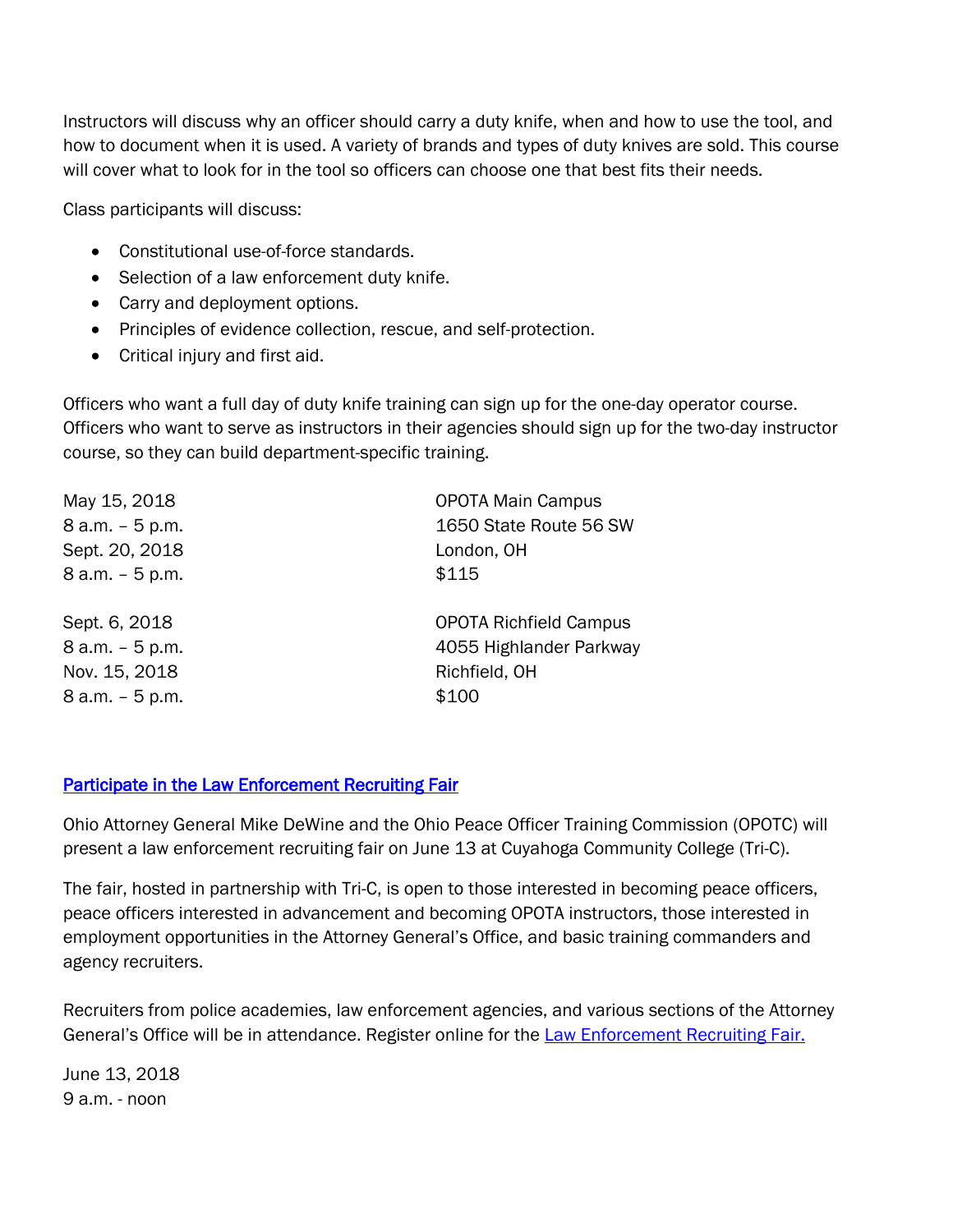Instructors will discuss why an officer should carry a duty knife, when and how to use the tool, and how to document when it is used. A variety of brands and types of duty knives are sold. This course will cover what to look for in the tool so officers can choose one that best fits their needs.

Class participants will discuss:

- Constitutional use-of-force standards.
- Selection of a law enforcement duty knife.
- Carry and deployment options.
- Principles of evidence collection, rescue, and self-protection.
- Critical injury and first aid.

Officers who want a full day of duty knife training can sign up for the one-day operator course. Officers who want to serve as instructors in their agencies should sign up for the two-day instructor course, so they can build department-specific training.

| | |
|---|---|
| May 15, 2018<br>8 a.m. – 5 p.m.<br>Sept. 20, 2018<br>8 a.m. – 5 p.m. | OPOTA Main Campus<br>1650 State Route 56 SW<br>London, OH<br>$115 |
| Sept. 6, 2018<br>8 a.m. – 5 p.m.<br>Nov. 15, 2018<br>8 a.m. – 5 p.m. | OPOTA Richfield Campus<br>4055 Highlander Parkway<br>Richfield, OH<br>$100 |

## Participate in the Law Enforcement Recruiting Fair

Ohio Attorney General Mike DeWine and the Ohio Peace Officer Training Commission (OPOTC) will present a law enforcement recruiting fair on June 13 at Cuyahoga Community College (Tri-C).

The fair, hosted in partnership with Tri-C, is open to those interested in becoming peace officers, peace officers interested in advancement and becoming OPOTA instructors, those interested in employment opportunities in the Attorney General's Office, and basic training commanders and agency recruiters.

Recruiters from police academies, law enforcement agencies, and various sections of the Attorney General's Office will be in attendance. Register online for the Law Enforcement Recruiting Fair.

June 13, 2018
9 a.m. - noon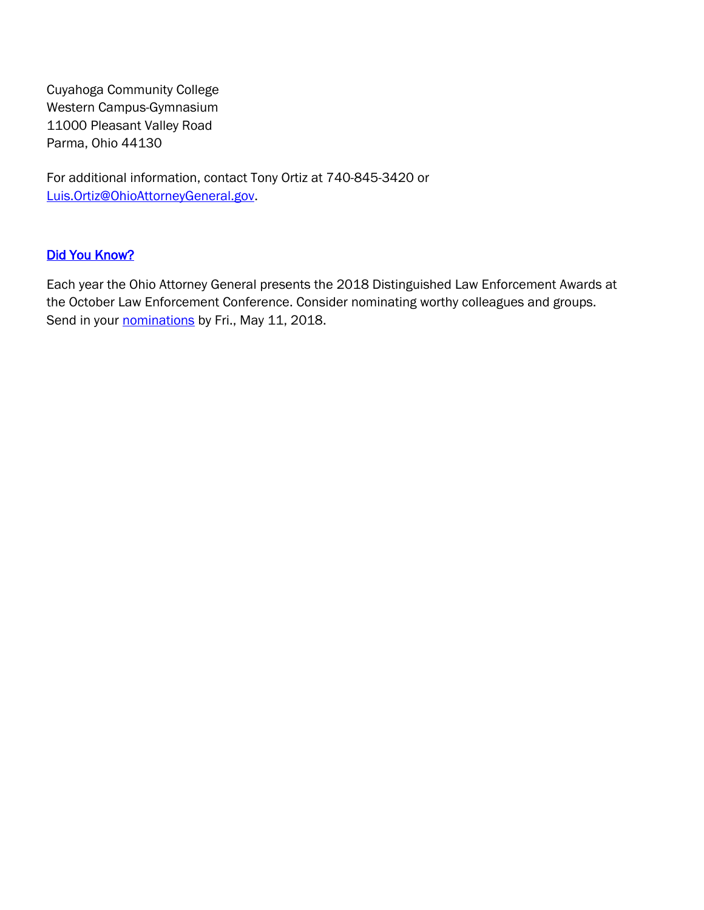Cuyahoga Community College
Western Campus-Gymnasium
11000 Pleasant Valley Road
Parma, Ohio 44130

For additional information, contact Tony Ortiz at 740-845-3420 or Luis.Ortiz@OhioAttorneyGeneral.gov.

## Did You Know?

Each year the Ohio Attorney General presents the 2018 Distinguished Law Enforcement Awards at the October Law Enforcement Conference. Consider nominating worthy colleagues and groups. Send in your nominations by Fri., May 11, 2018.